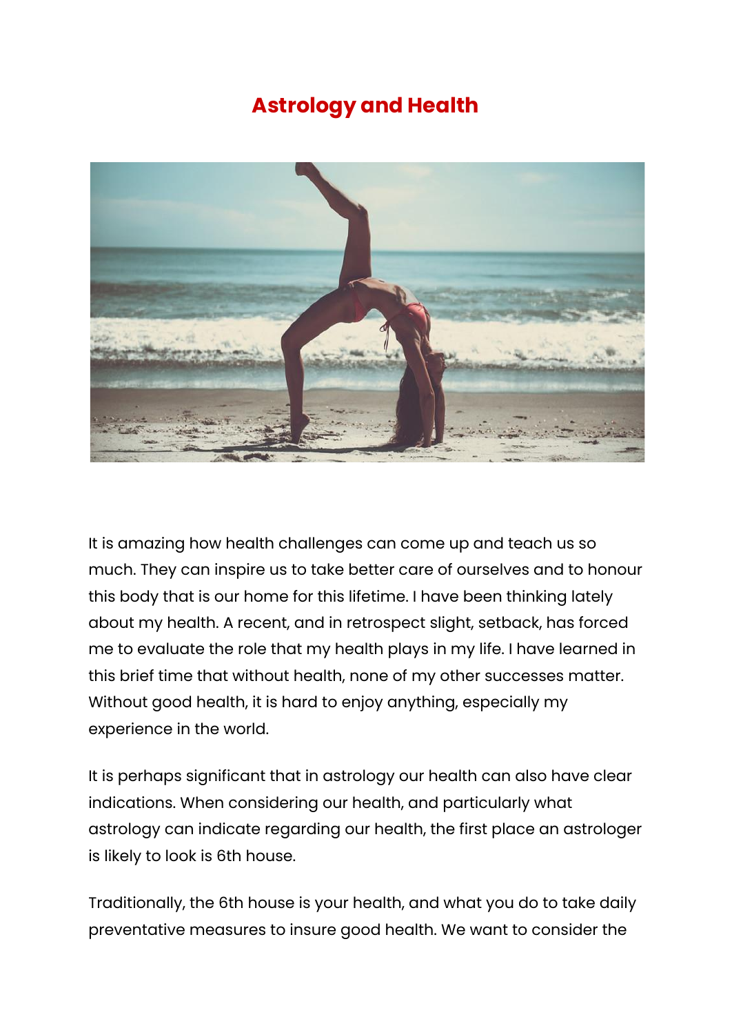# Astrology and Health

It is amazing how health challenges can come up and teach us so much. They can inspire us to take better care of ourselves and to honour this body that is our home for this lifetime. I have been thinking lately about my health. A recent, and in retrospect slight, setback, has forced me to evaluate the role that my health plays in my life. I have learned in this brief time that without health, none of my other successes matter. Without good health, it is hard to enjoy anything, especially my experience in the world.

It is perhaps significant that in astrology our health can also have clear indications. When considering our health, and particularly what astrology can indicate regarding our health, the first place an astrologer is likely to look is 6th house.

Traditionally, the 6th house is your health, and what you do to take daily preventative measures to insure good health. We want to consider the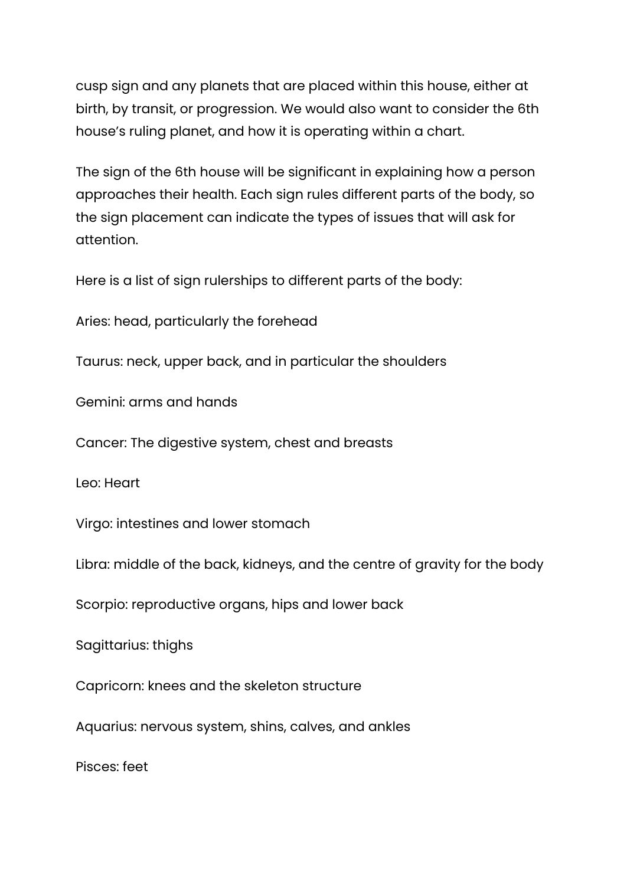cusp sign and any planets that are placed within this house, either at birth, by transit, or progression. We would also want to consider the 6th house's ruling planet, and how it is operating within a chart.

The sign of the 6th house will be significant in explaining how a person approaches their health. Each sign rules different parts of the body, so the sign placement can indicate the types of issues that will ask for attention.

Here is a list of sign rulerships to different parts of the body:

Aries: head, particularly the forehead

Taurus: neck, upper back, and in particular the shoulders

Gemini: arms and hands

Cancer: The digestive system, chest and breasts

Leo: Heart

Virgo: intestines and lower stomach

Libra: middle of the back, kidneys, and the centre of gravity for the body

Scorpio: reproductive organs, hips and lower back

Sagittarius: thighs

Capricorn: knees and the skeleton structure

Aquarius: nervous system, shins, calves, and ankles

Pisces: feet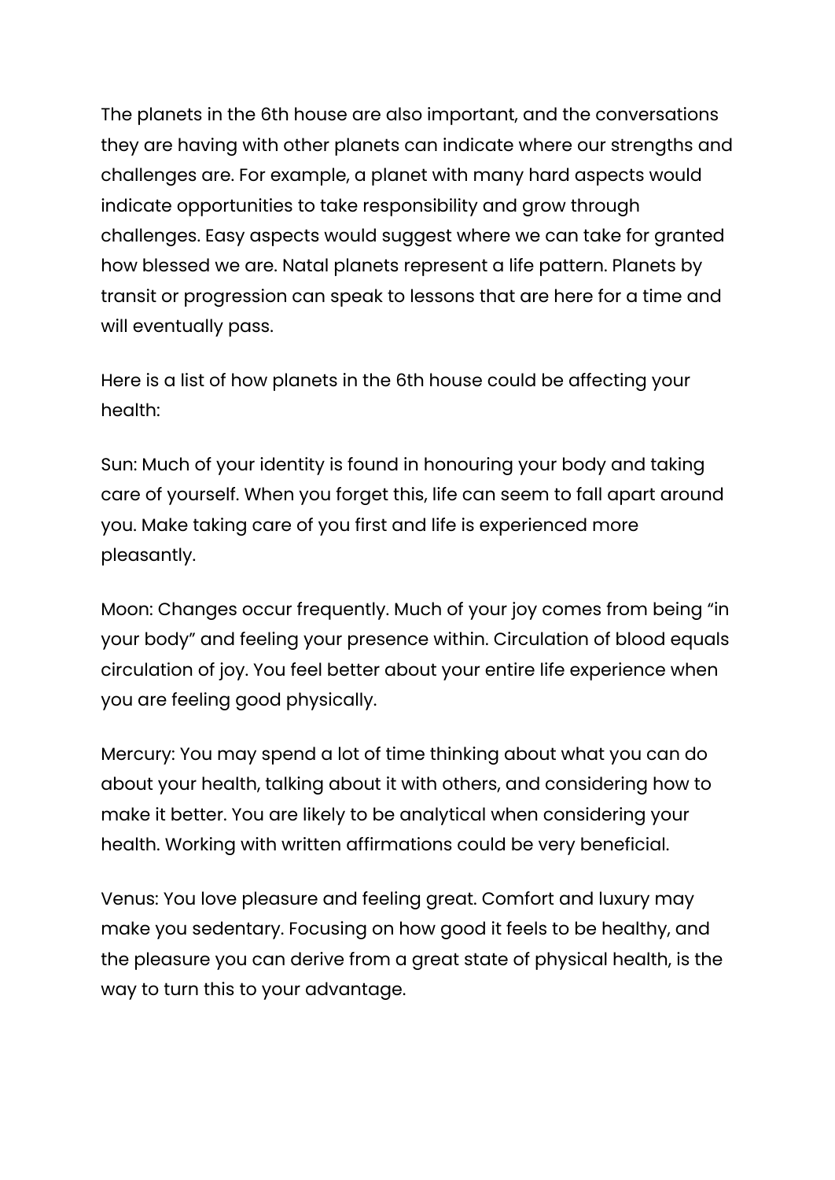The planets in the 6th house are also important, and the conversations they are having with other planets can indicate where our strengths and challenges are. For example, a planet with many hard aspects would indicate opportunities to take responsibility and grow through challenges. Easy aspects would suggest where we can take for granted how blessed we are. Natal planets represent a life pattern. Planets by transit or progression can speak to lessons that are here for a time and will eventually pass.

Here is a list of how planets in the 6th house could be affecting your health:

Sun: Much of your identity is found in honouring your body and taking care of yourself. When you forget this, life can seem to fall apart around you. Make taking care of you first and life is experienced more pleasantly.

Moon: Changes occur frequently. Much of your joy comes from being "in your body" and feeling your presence within. Circulation of blood equals circulation of joy. You feel better about your entire life experience when you are feeling good physically.

Mercury: You may spend a lot of time thinking about what you can do about your health, talking about it with others, and considering how to make it better. You are likely to be analytical when considering your health. Working with written affirmations could be very beneficial.

Venus: You love pleasure and feeling great. Comfort and luxury may make you sedentary. Focusing on how good it feels to be healthy, and the pleasure you can derive from a great state of physical health, is the way to turn this to your advantage.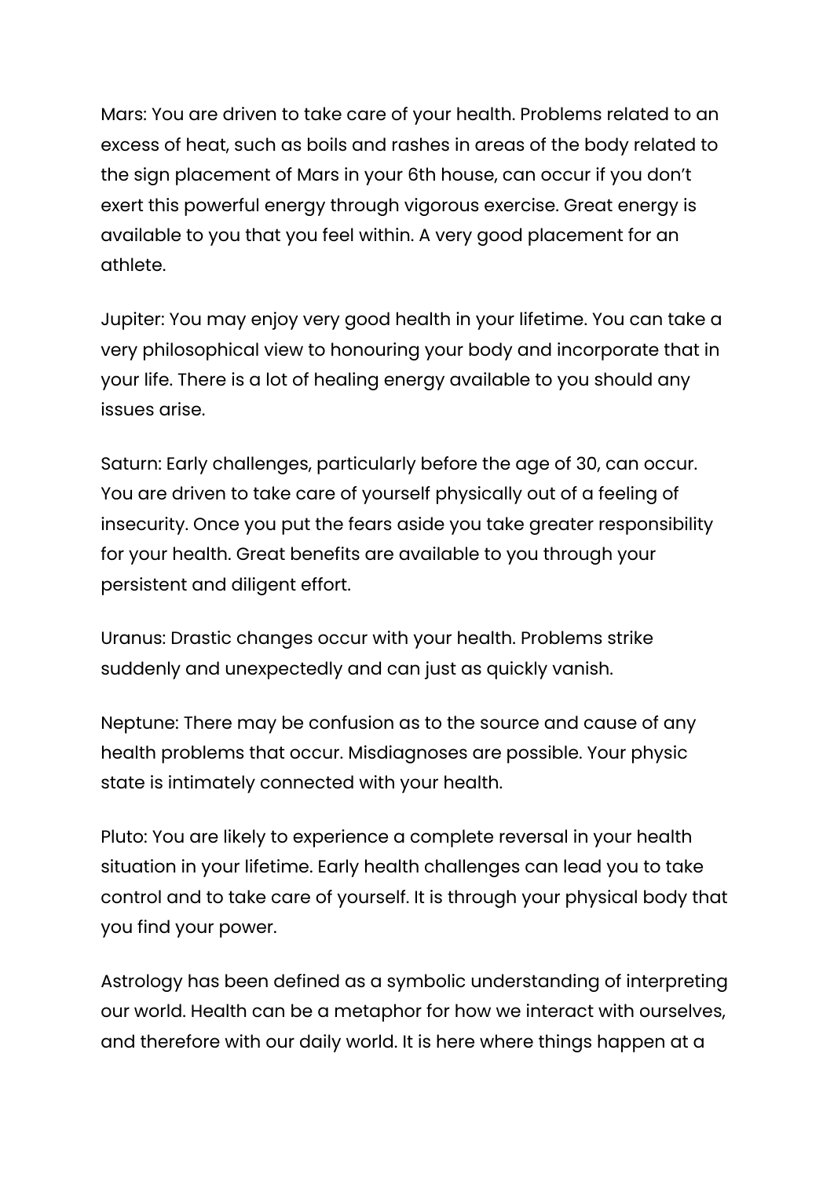Mars: You are driven to take care of your health. Problems related to an excess of heat, such as boils and rashes in areas of the body related to the sign placement of Mars in your 6th house, can occur if you don't exert this powerful energy through vigorous exercise. Great energy is available to you that you feel within. A very good placement for an athlete.

Jupiter: You may enjoy very good health in your lifetime. You can take a very philosophical view to honouring your body and incorporate that in your life. There is a lot of healing energy available to you should any issues arise.

Saturn: Early challenges, particularly before the age of 30, can occur. You are driven to take care of yourself physically out of a feeling of insecurity. Once you put the fears aside you take greater responsibility for your health. Great benefits are available to you through your persistent and diligent effort.

Uranus: Drastic changes occur with your health. Problems strike suddenly and unexpectedly and can just as quickly vanish.

Neptune: There may be confusion as to the source and cause of any health problems that occur. Misdiagnoses are possible. Your physic state is intimately connected with your health.

Pluto: You are likely to experience a complete reversal in your health situation in your lifetime. Early health challenges can lead you to take control and to take care of yourself. It is through your physical body that you find your power.

Astrology has been defined as a symbolic understanding of interpreting our world. Health can be a metaphor for how we interact with ourselves, and therefore with our daily world. It is here where things happen at a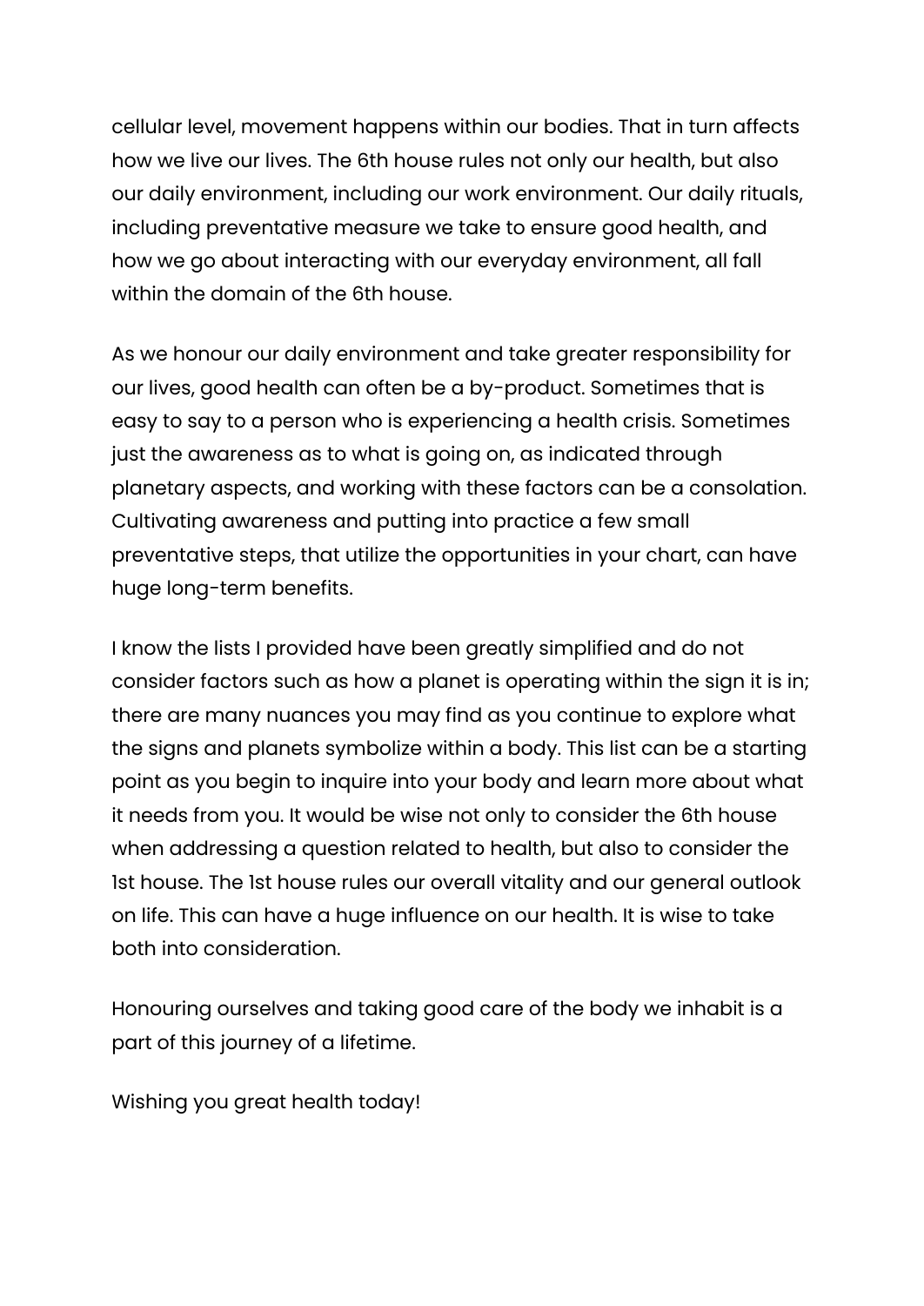cellular level, movement happens within our bodies. That in turn affects how we live our lives. The 6th house rules not only our health, but also our daily environment, including our work environment. Our daily rituals, including preventative measure we take to ensure good health, and how we go about interacting with our everyday environment, all fall within the domain of the 6th house.

As we honour our daily environment and take greater responsibility for our lives, good health can often be a by-product. Sometimes that is easy to say to a person who is experiencing a health crisis. Sometimes just the awareness as to what is going on, as indicated through planetary aspects, and working with these factors can be a consolation. Cultivating awareness and putting into practice a few small preventative steps, that utilize the opportunities in your chart, can have huge long-term benefits.

I know the lists I provided have been greatly simplified and do not consider factors such as how a planet is operating within the sign it is in; there are many nuances you may find as you continue to explore what the signs and planets symbolize within a body. This list can be a starting point as you begin to inquire into your body and learn more about what it needs from you. It would be wise not only to consider the 6th house when addressing a question related to health, but also to consider the 1st house. The 1st house rules our overall vitality and our general outlook on life. This can have a huge influence on our health. It is wise to take both into consideration.

Honouring ourselves and taking good care of the body we inhabit is a part of this journey of a lifetime.

Wishing you great health today!